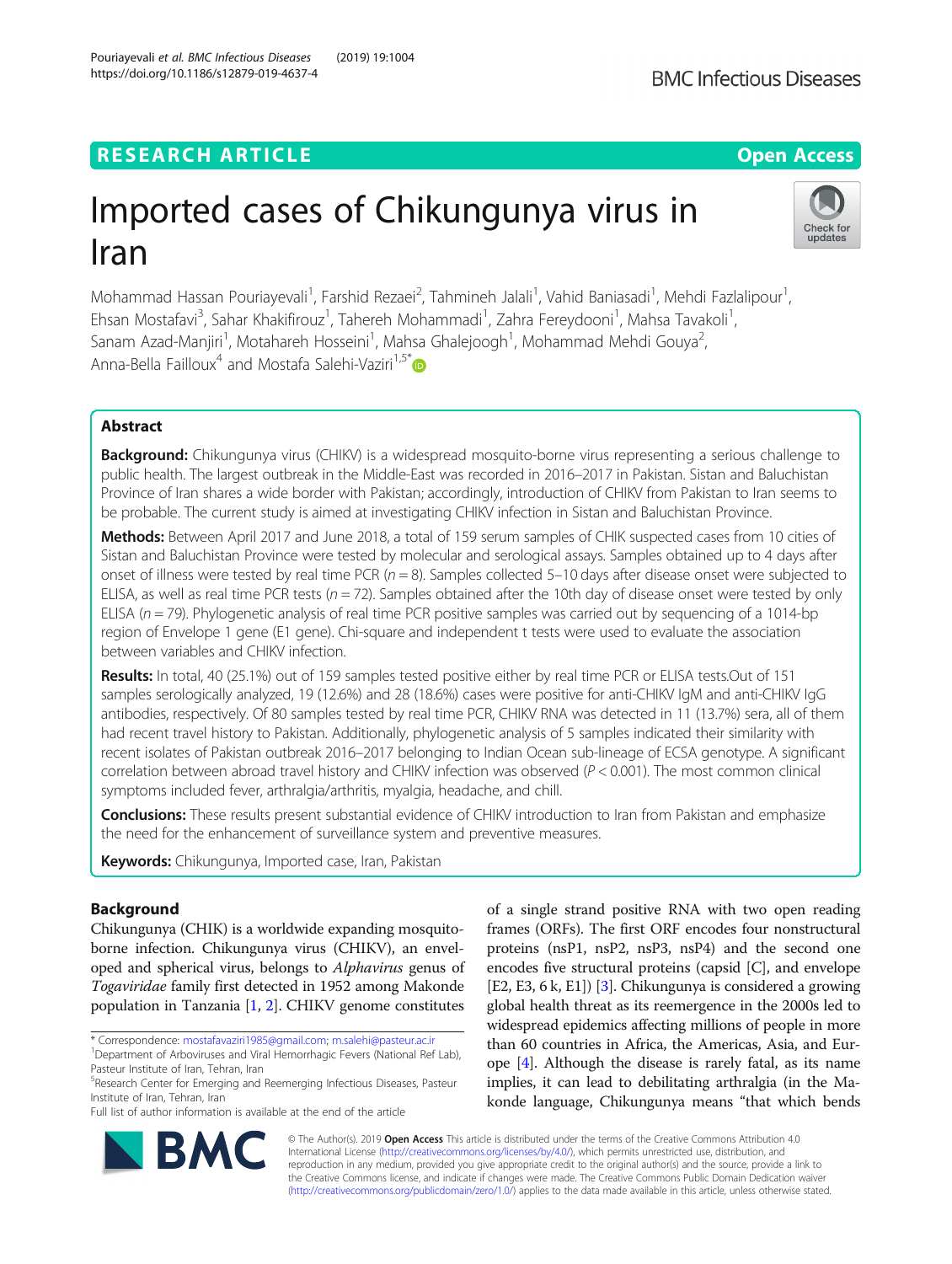RESEARCH ARTICLE

Open Access

# Imported cases of Chikungunya virus in Iran

Mohammad Hassan Pouriayevali[1], Farshid Rezaei[2], Tahmineh Jalali[1], Vahid Baniasadi[1], Mehdi Fazlalipour[1], Ehsan Mostafavi[3], Sahar Khakifirouz[1], Tahereh Mohammadi[1], Zahra Fereydooni[1], Mahsa Tavakoli[1], Sanam Azad-Manjiri[1], Motahareh Hosseini[1], Mahsa Ghalejoogh[1], Mohammad Mehdi Gouya[2], Anna-Bella Failloux[4] and Mostafa Salehi-Vaziri[1,5*]

## Abstract

**Background:** Chikungunya virus (CHIKV) is a widespread mosquito-borne virus representing a serious challenge to public health. The largest outbreak in the Middle-East was recorded in 2016–2017 in Pakistan. Sistan and Baluchistan Province of Iran shares a wide border with Pakistan; accordingly, introduction of CHIKV from Pakistan to Iran seems to be probable. The current study is aimed at investigating CHIKV infection in Sistan and Baluchistan Province.

**Methods:** Between April 2017 and June 2018, a total of 159 serum samples of CHIK suspected cases from 10 cities of Sistan and Baluchistan Province were tested by molecular and serological assays. Samples obtained up to 4 days after onset of illness were tested by real time PCR ($n = 8$). Samples collected 5–10 days after disease onset were subjected to ELISA, as well as real time PCR tests ($n = 72$). Samples obtained after the 10th day of disease onset were tested by only ELISA ($n = 79$). Phylogenetic analysis of real time PCR positive samples was carried out by sequencing of a 1014-bp region of Envelope 1 gene (E1 gene). Chi-square and independent t tests were used to evaluate the association between variables and CHIKV infection.

**Results:** In total, 40 (25.1%) out of 159 samples tested positive either by real time PCR or ELISA tests.Out of 151 samples serologically analyzed, 19 (12.6%) and 28 (18.6%) cases were positive for anti-CHIKV IgM and anti-CHIKV IgG antibodies, respectively. Of 80 samples tested by real time PCR, CHIKV RNA was detected in 11 (13.7%) sera, all of them had recent travel history to Pakistan. Additionally, phylogenetic analysis of 5 samples indicated their similarity with recent isolates of Pakistan outbreak 2016–2017 belonging to Indian Ocean sub-lineage of ECSA genotype. A significant correlation between abroad travel history and CHIKV infection was observed ($P < 0.001$). The most common clinical symptoms included fever, arthralgia/arthritis, myalgia, headache, and chill.

**Conclusions:** These results present substantial evidence of CHIKV introduction to Iran from Pakistan and emphasize the need for the enhancement of surveillance system and preventive measures.

**Keywords:** Chikungunya, Imported case, Iran, Pakistan

## Background

Chikungunya (CHIK) is a worldwide expanding mosquito-borne infection. Chikungunya virus (CHIKV), an enveloped and spherical virus, belongs to *Alphavirus* genus of *Togaviridae* family first detected in 1952 among Makonde population in Tanzania [1, 2]. CHIKV genome constitutes of a single strand positive RNA with two open reading frames (ORFs). The first ORF encodes four nonstructural proteins (nsP1, nsP2, nsP3, nsP4) and the second one encodes five structural proteins (capsid [C], and envelope [E2, E3, 6 k, E1]) [3]. Chikungunya is considered a growing global health threat as its reemergence in the 2000s led to widespread epidemics affecting millions of people in more than 60 countries in Africa, the Americas, Asia, and Europe [4]. Although the disease is rarely fatal, as its name implies, it can lead to debilitating arthralgia (in the Makonde language, Chikungunya means "that which bends

\* Correspondence: mostafavaziri1985@gmail.com; m.salehi@pasteur.ac.ir
[1]Department of Arboviruses and Viral Hemorrhagic Fevers (National Ref Lab), Pasteur Institute of Iran, Tehran, Iran
[5]Research Center for Emerging and Reemerging Infectious Diseases, Pasteur Institute of Iran, Tehran, Iran
Full list of author information is available at the end of the article

© The Author(s). 2019 **Open Access** This article is distributed under the terms of the Creative Commons Attribution 4.0 International License (http://creativecommons.org/licenses/by/4.0/), which permits unrestricted use, distribution, and reproduction in any medium, provided you give appropriate credit to the original author(s) and the source, provide a link to the Creative Commons license, and indicate if changes were made. The Creative Commons Public Domain Dedication waiver (http://creativecommons.org/publicdomain/zero/1.0/) applies to the data made available in this article, unless otherwise stated.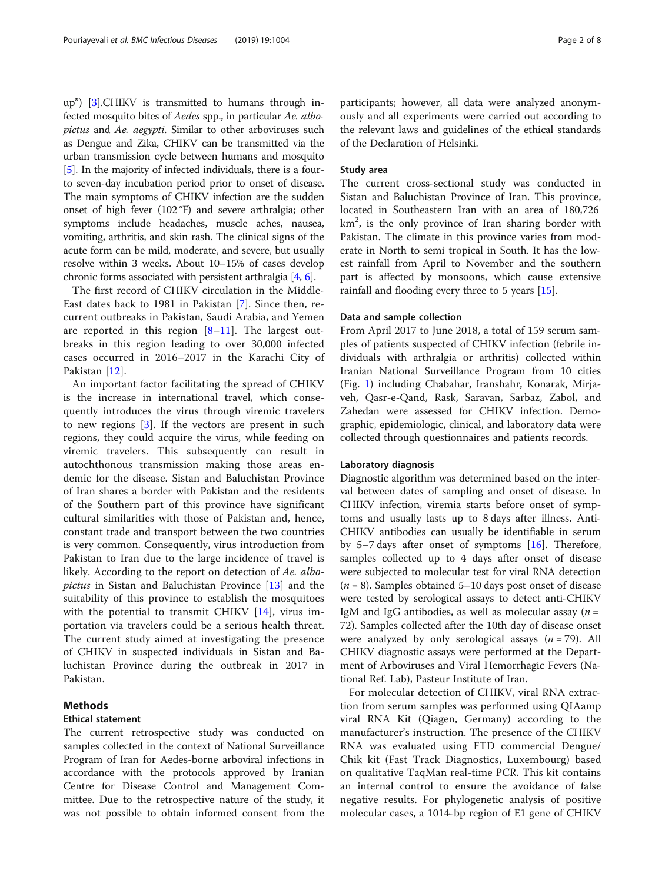up") [3].CHIKV is transmitted to humans through infected mosquito bites of *Aedes* spp., in particular *Ae. albopictus* and *Ae. aegypti*. Similar to other arboviruses such as Dengue and Zika, CHIKV can be transmitted via the urban transmission cycle between humans and mosquito [5]. In the majority of infected individuals, there is a four- to seven-day incubation period prior to onset of disease. The main symptoms of CHIKV infection are the sudden onset of high fever (102 °F) and severe arthralgia; other symptoms include headaches, muscle aches, nausea, vomiting, arthritis, and skin rash. The clinical signs of the acute form can be mild, moderate, and severe, but usually resolve within 3 weeks. About 10–15% of cases develop chronic forms associated with persistent arthralgia [4, 6].

The first record of CHIKV circulation in the Middle-East dates back to 1981 in Pakistan [7]. Since then, recurrent outbreaks in Pakistan, Saudi Arabia, and Yemen are reported in this region [8–11]. The largest outbreaks in this region leading to over 30,000 infected cases occurred in 2016–2017 in the Karachi City of Pakistan [12].

An important factor facilitating the spread of CHIKV is the increase in international travel, which consequently introduces the virus through viremic travelers to new regions [3]. If the vectors are present in such regions, they could acquire the virus, while feeding on viremic travelers. This subsequently can result in autochthonous transmission making those areas endemic for the disease. Sistan and Baluchistan Province of Iran shares a border with Pakistan and the residents of the Southern part of this province have significant cultural similarities with those of Pakistan and, hence, constant trade and transport between the two countries is very common. Consequently, virus introduction from Pakistan to Iran due to the large incidence of travel is likely. According to the report on detection of *Ae. albopictus* in Sistan and Baluchistan Province [13] and the suitability of this province to establish the mosquitoes with the potential to transmit CHIKV [14], virus importation via travelers could be a serious health threat. The current study aimed at investigating the presence of CHIKV in suspected individuals in Sistan and Baluchistan Province during the outbreak in 2017 in Pakistan.

## Methods

### Ethical statement

The current retrospective study was conducted on samples collected in the context of National Surveillance Program of Iran for Aedes-borne arboviral infections in accordance with the protocols approved by Iranian Centre for Disease Control and Management Committee. Due to the retrospective nature of the study, it was not possible to obtain informed consent from the participants; however, all data were analyzed anonymously and all experiments were carried out according to the relevant laws and guidelines of the ethical standards of the Declaration of Helsinki.

### Study area

The current cross-sectional study was conducted in Sistan and Baluchistan Province of Iran. This province, located in Southeastern Iran with an area of 180,726 km$^2$, is the only province of Iran sharing border with Pakistan. The climate in this province varies from moderate in North to semi tropical in South. It has the lowest rainfall from April to November and the southern part is affected by monsoons, which cause extensive rainfall and flooding every three to 5 years [15].

### Data and sample collection

From April 2017 to June 2018, a total of 159 serum samples of patients suspected of CHIKV infection (febrile individuals with arthralgia or arthritis) collected within Iranian National Surveillance Program from 10 cities (Fig. 1) including Chabahar, Iranshahr, Konarak, Mirjaveh, Qasr-e-Qand, Rask, Saravan, Sarbaz, Zabol, and Zahedan were assessed for CHIKV infection. Demographic, epidemiologic, clinical, and laboratory data were collected through questionnaires and patients records.

### Laboratory diagnosis

Diagnostic algorithm was determined based on the interval between dates of sampling and onset of disease. In CHIKV infection, viremia starts before onset of symptoms and usually lasts up to 8 days after illness. Anti-CHIKV antibodies can usually be identifiable in serum by 5–7 days after onset of symptoms [16]. Therefore, samples collected up to 4 days after onset of disease were subjected to molecular test for viral RNA detection ($n = 8$). Samples obtained 5–10 days post onset of disease were tested by serological assays to detect anti-CHIKV IgM and IgG antibodies, as well as molecular assay ($n = 72$). Samples collected after the 10th day of disease onset were analyzed by only serological assays ($n = 79$). All CHIKV diagnostic assays were performed at the Department of Arboviruses and Viral Hemorrhagic Fevers (National Ref. Lab), Pasteur Institute of Iran.

For molecular detection of CHIKV, viral RNA extraction from serum samples was performed using QIAamp viral RNA Kit (Qiagen, Germany) according to the manufacturer's instruction. The presence of the CHIKV RNA was evaluated using FTD commercial Dengue/Chik kit (Fast Track Diagnostics, Luxembourg) based on qualitative TaqMan real-time PCR. This kit contains an internal control to ensure the avoidance of false negative results. For phylogenetic analysis of positive molecular cases, a 1014-bp region of E1 gene of CHIKV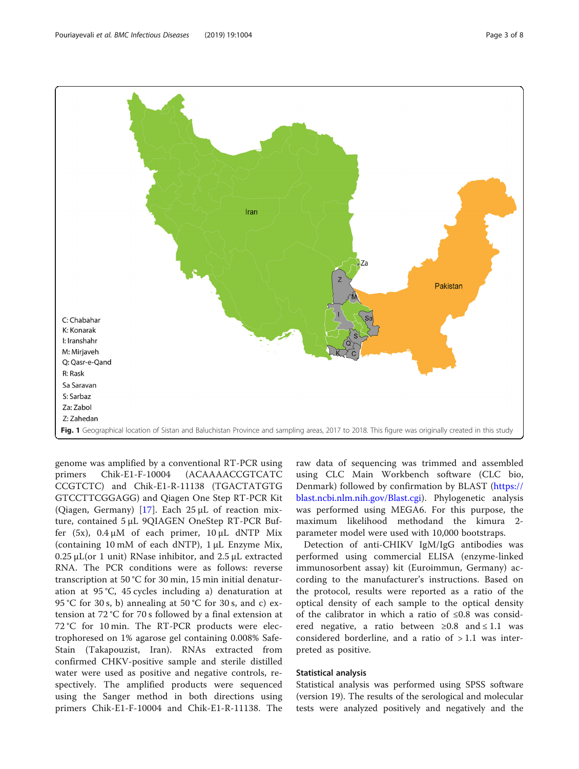C: Chabahar
K: Konarak
I: Iranshahr
M: Mirjaveh
Q: Qasr-e-Qand
R: Rask
Sa Saravan
S: Sarbaz
Za: Zabol
Z: Zahedan

**Fig. 1** Geographical location of Sistan and Baluchistan Province and sampling areas, 2017 to 2018. This figure was originally created in this study

genome was amplified by a conventional RT-PCR using primers Chik-E1-F-10004 (ACAAAACCGTCATCCCGTCTC) and Chik-E1-R-11138 (TGACTATGTGGTCCTTCGGAGG) and Qiagen One Step RT-PCR Kit (Qiagen, Germany) [17]. Each 25 μL of reaction mixture, contained 5 μL 9QIAGEN OneStep RT-PCR Buffer (5x), 0.4 μM of each primer, 10 μL dNTP Mix (containing 10 mM of each dNTP), 1 μL Enzyme Mix, 0.25 μL(or 1 unit) RNase inhibitor, and 2.5 μL extracted RNA. The PCR conditions were as follows: reverse transcription at 50 °C for 30 min, 15 min initial denaturation at 95 °C, 45 cycles including a) denaturation at 95 °C for 30 s, b) annealing at 50 °C for 30 s, and c) extension at 72 °C for 70 s followed by a final extension at 72 °C for 10 min. The RT-PCR products were electrophoresed on 1% agarose gel containing 0.008% Safe-Stain (Takapouzist, Iran). RNAs extracted from confirmed CHKV-positive sample and sterile distilled water were used as positive and negative controls, respectively. The amplified products were sequenced using the Sanger method in both directions using primers Chik-E1-F-10004 and Chik-E1-R-11138. The raw data of sequencing was trimmed and assembled using CLC Main Workbench software (CLC bio, Denmark) followed by confirmation by BLAST (https://blast.ncbi.nlm.nih.gov/Blast.cgi). Phylogenetic analysis was performed using MEGA6. For this purpose, the maximum likelihood methodand the kimura 2-parameter model were used with 10,000 bootstraps.

Detection of anti-CHIKV IgM/IgG antibodies was performed using commercial ELISA (enzyme-linked immunosorbent assay) kit (Euroimmun, Germany) according to the manufacturer's instructions. Based on the protocol, results were reported as a ratio of the optical density of each sample to the optical density of the calibrator in which a ratio of ≤0.8 was considered negative, a ratio between ≥0.8 and ≤ 1.1 was considered borderline, and a ratio of > 1.1 was interpreted as positive.

## Statistical analysis

Statistical analysis was performed using SPSS software (version 19). The results of the serological and molecular tests were analyzed positively and negatively and the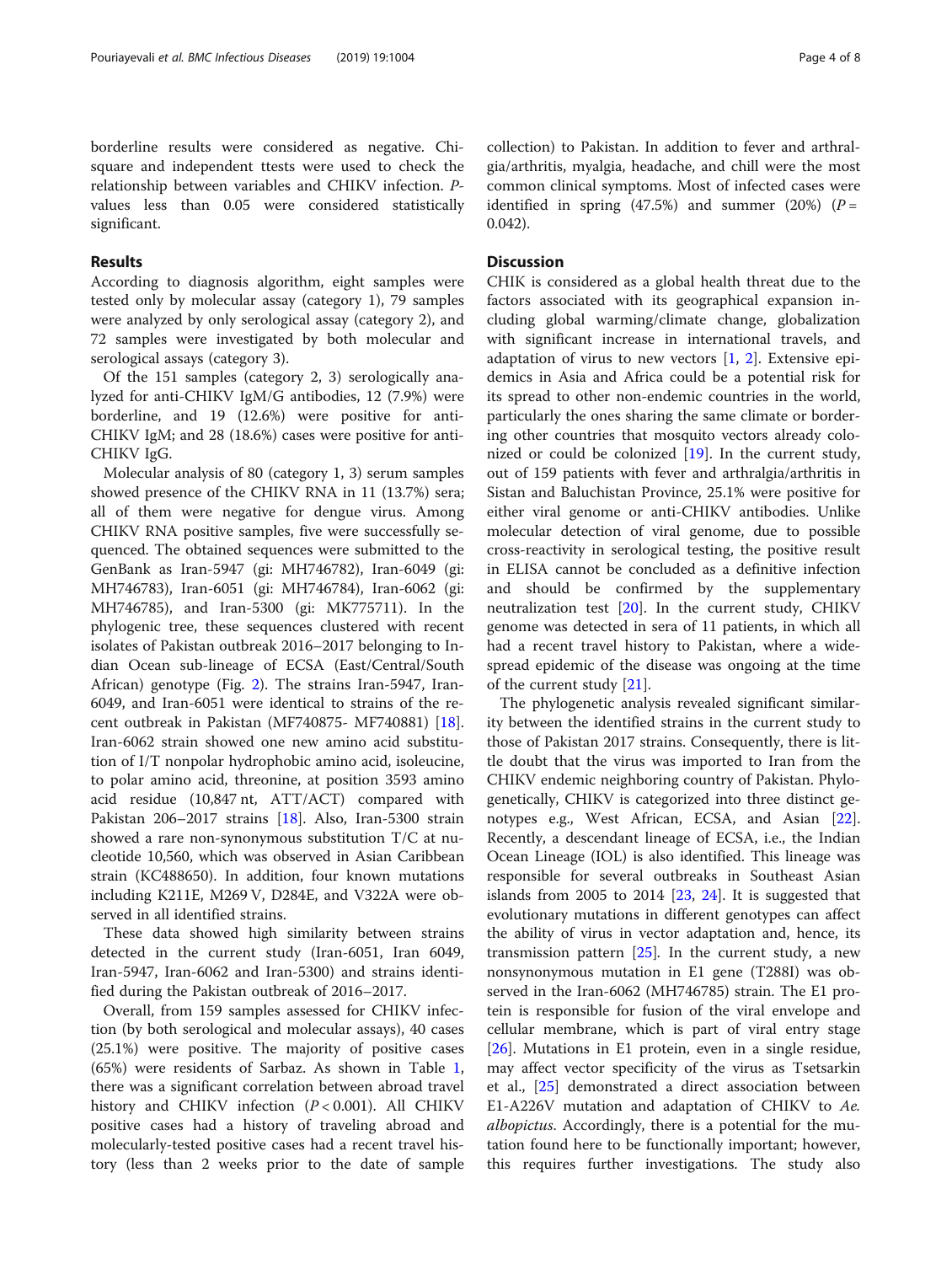borderline results were considered as negative. Chi-square and independent ttests were used to check the relationship between variables and CHIKV infection. P-values less than 0.05 were considered statistically significant.

## Results

According to diagnosis algorithm, eight samples were tested only by molecular assay (category 1), 79 samples were analyzed by only serological assay (category 2), and 72 samples were investigated by both molecular and serological assays (category 3).

Of the 151 samples (category 2, 3) serologically analyzed for anti-CHIKV IgM/G antibodies, 12 (7.9%) were borderline, and 19 (12.6%) were positive for anti-CHIKV IgM; and 28 (18.6%) cases were positive for anti-CHIKV IgG.

Molecular analysis of 80 (category 1, 3) serum samples showed presence of the CHIKV RNA in 11 (13.7%) sera; all of them were negative for dengue virus. Among CHIKV RNA positive samples, five were successfully sequenced. The obtained sequences were submitted to the GenBank as Iran-5947 (gi: MH746782), Iran-6049 (gi: MH746783), Iran-6051 (gi: MH746784), Iran-6062 (gi: MH746785), and Iran-5300 (gi: MK775711). In the phylogenic tree, these sequences clustered with recent isolates of Pakistan outbreak 2016–2017 belonging to Indian Ocean sub-lineage of ECSA (East/Central/South African) genotype (Fig. 2). The strains Iran-5947, Iran-6049, and Iran-6051 were identical to strains of the recent outbreak in Pakistan (MF740875- MF740881) [18]. Iran-6062 strain showed one new amino acid substitution of I/T nonpolar hydrophobic amino acid, isoleucine, to polar amino acid, threonine, at position 3593 amino acid residue (10,847 nt, ATT/ACT) compared with Pakistan 206–2017 strains [18]. Also, Iran-5300 strain showed a rare non-synonymous substitution T/C at nucleotide 10,560, which was observed in Asian Caribbean strain (KC488650). In addition, four known mutations including K211E, M269 V, D284E, and V322A were observed in all identified strains.

These data showed high similarity between strains detected in the current study (Iran-6051, Iran 6049, Iran-5947, Iran-6062 and Iran-5300) and strains identified during the Pakistan outbreak of 2016–2017.

Overall, from 159 samples assessed for CHIKV infection (by both serological and molecular assays), 40 cases (25.1%) were positive. The majority of positive cases (65%) were residents of Sarbaz. As shown in Table 1, there was a significant correlation between abroad travel history and CHIKV infection ($P < 0.001$). All CHIKV positive cases had a history of traveling abroad and molecularly-tested positive cases had a recent travel history (less than 2 weeks prior to the date of sample collection) to Pakistan. In addition to fever and arthralgia/arthritis, myalgia, headache, and chill were the most common clinical symptoms. Most of infected cases were identified in spring (47.5%) and summer (20%) ($P = 0.042$).

## Discussion

CHIK is considered as a global health threat due to the factors associated with its geographical expansion including global warming/climate change, globalization with significant increase in international travels, and adaptation of virus to new vectors [1, 2]. Extensive epidemics in Asia and Africa could be a potential risk for its spread to other non-endemic countries in the world, particularly the ones sharing the same climate or bordering other countries that mosquito vectors already colonized or could be colonized [19]. In the current study, out of 159 patients with fever and arthralgia/arthritis in Sistan and Baluchistan Province, 25.1% were positive for either viral genome or anti-CHIKV antibodies. Unlike molecular detection of viral genome, due to possible cross-reactivity in serological testing, the positive result in ELISA cannot be concluded as a definitive infection and should be confirmed by the supplementary neutralization test [20]. In the current study, CHIKV genome was detected in sera of 11 patients, in which all had a recent travel history to Pakistan, where a widespread epidemic of the disease was ongoing at the time of the current study [21].

The phylogenetic analysis revealed significant similarity between the identified strains in the current study to those of Pakistan 2017 strains. Consequently, there is little doubt that the virus was imported to Iran from the CHIKV endemic neighboring country of Pakistan. Phylogenetically, CHIKV is categorized into three distinct genotypes e.g., West African, ECSA, and Asian [22]. Recently, a descendant lineage of ECSA, i.e., the Indian Ocean Lineage (IOL) is also identified. This lineage was responsible for several outbreaks in Southeast Asian islands from 2005 to 2014 [23, 24]. It is suggested that evolutionary mutations in different genotypes can affect the ability of virus in vector adaptation and, hence, its transmission pattern [25]. In the current study, a new nonsynonymous mutation in E1 gene (T288I) was observed in the Iran-6062 (MH746785) strain. The E1 protein is responsible for fusion of the viral envelope and cellular membrane, which is part of viral entry stage [26]. Mutations in E1 protein, even in a single residue, may affect vector specificity of the virus as Tsetsarkin et al., [25] demonstrated a direct association between E1-A226V mutation and adaptation of CHIKV to *Ae. albopictus*. Accordingly, there is a potential for the mutation found here to be functionally important; however, this requires further investigations. The study also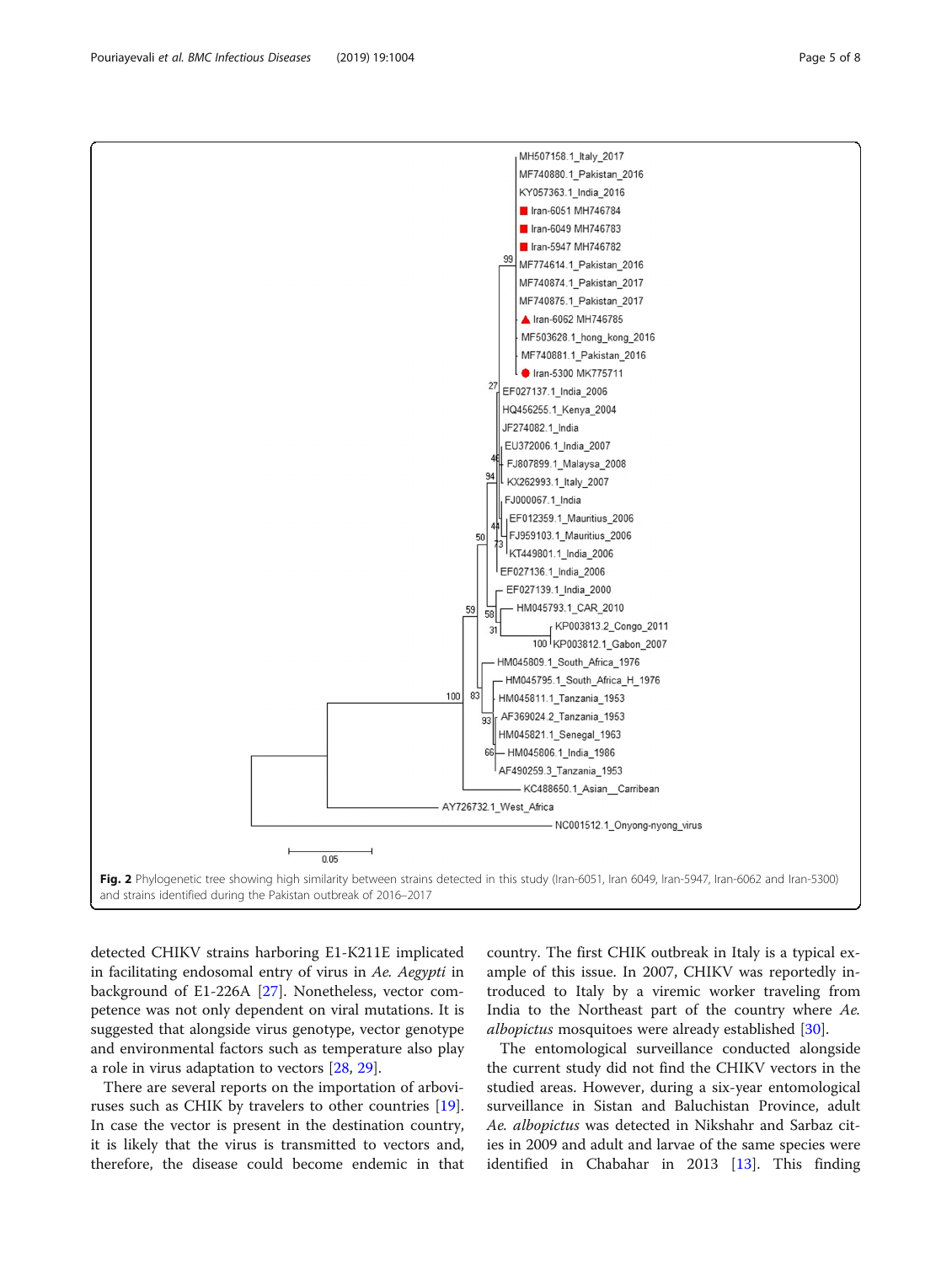Fig. 2 Phylogenetic tree showing high similarity between strains detected in this study (Iran-6051, Iran 6049, Iran-5947, Iran-6062 and Iran-5300) and strains identified during the Pakistan outbreak of 2016–2017

detected CHIKV strains harboring E1-K211E implicated in facilitating endosomal entry of virus in *Ae. Aegypti* in background of E1-226A [27]. Nonetheless, vector competence was not only dependent on viral mutations. It is suggested that alongside virus genotype, vector genotype and environmental factors such as temperature also play a role in virus adaptation to vectors [28, 29].

There are several reports on the importation of arboviruses such as CHIK by travelers to other countries [19]. In case the vector is present in the destination country, it is likely that the virus is transmitted to vectors and, therefore, the disease could become endemic in that country. The first CHIK outbreak in Italy is a typical example of this issue. In 2007, CHIKV was reportedly introduced to Italy by a viremic worker traveling from India to the Northeast part of the country where *Ae. albopictus* mosquitoes were already established [30].

The entomological surveillance conducted alongside the current study did not find the CHIKV vectors in the studied areas. However, during a six-year entomological surveillance in Sistan and Baluchistan Province, adult *Ae. albopictus* was detected in Nikshahr and Sarbaz cities in 2009 and adult and larvae of the same species were identified in Chabahar in 2013 [13]. This finding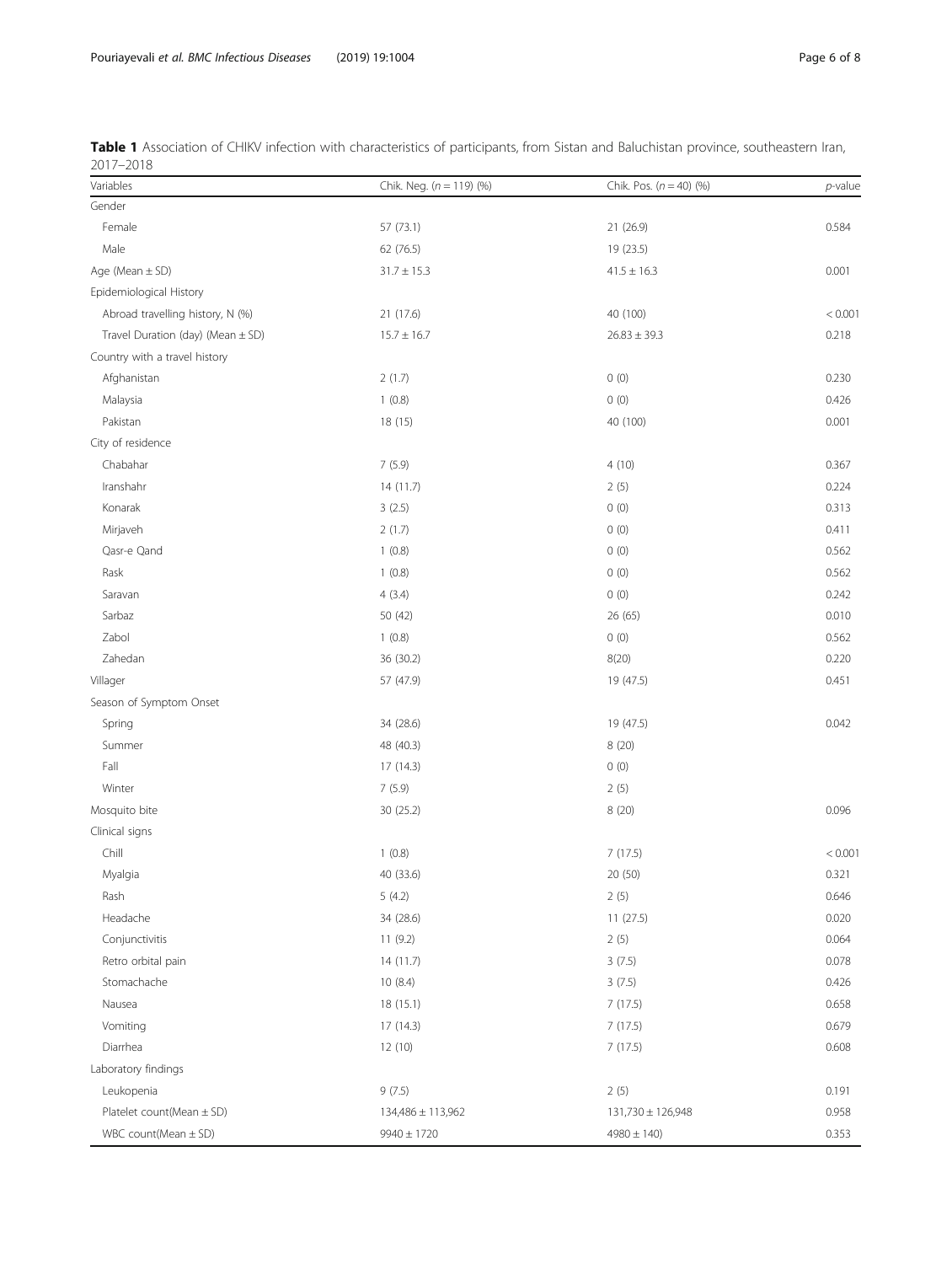**Table 1** Association of CHIKV infection with characteristics of participants, from Sistan and Baluchistan province, southeastern Iran, 2017–2018

| Variables | Chik. Neg. ($n = 119$) (%) | Chik. Pos. ($n = 40$) (%) | *p*-value |
|---|---|---|---|
| Gender | | | |
| Female | 57 (73.1) | 21 (26.9) | 0.584 |
| Male | 62 (76.5) | 19 (23.5) | |
| Age (Mean ± SD) | 31.7 ± 15.3 | 41.5 ± 16.3 | 0.001 |
| Epidemiological History | | | |
| Abroad travelling history, N (%) | 21 (17.6) | 40 (100) | < 0.001 |
| Travel Duration (day) (Mean ± SD) | 15.7 ± 16.7 | 26.83 ± 39.3 | 0.218 |
| Country with a travel history | | | |
| Afghanistan | 2 (1.7) | 0 (0) | 0.230 |
| Malaysia | 1 (0.8) | 0 (0) | 0.426 |
| Pakistan | 18 (15) | 40 (100) | 0.001 |
| City of residence | | | |
| Chabahar | 7 (5.9) | 4 (10) | 0.367 |
| Iranshahr | 14 (11.7) | 2 (5) | 0.224 |
| Konarak | 3 (2.5) | 0 (0) | 0.313 |
| Mirjaveh | 2 (1.7) | 0 (0) | 0.411 |
| Qasr-e Qand | 1 (0.8) | 0 (0) | 0.562 |
| Rask | 1 (0.8) | 0 (0) | 0.562 |
| Saravan | 4 (3.4) | 0 (0) | 0.242 |
| Sarbaz | 50 (42) | 26 (65) | 0.010 |
| Zabol | 1 (0.8) | 0 (0) | 0.562 |
| Zahedan | 36 (30.2) | 8(20) | 0.220 |
| Villager | 57 (47.9) | 19 (47.5) | 0.451 |
| Season of Symptom Onset | | | |
| Spring | 34 (28.6) | 19 (47.5) | 0.042 |
| Summer | 48 (40.3) | 8 (20) | |
| Fall | 17 (14.3) | 0 (0) | |
| Winter | 7 (5.9) | 2 (5) | |
| Mosquito bite | 30 (25.2) | 8 (20) | 0.096 |
| Clinical signs | | | |
| Chill | 1 (0.8) | 7 (17.5) | < 0.001 |
| Myalgia | 40 (33.6) | 20 (50) | 0.321 |
| Rash | 5 (4.2) | 2 (5) | 0.646 |
| Headache | 34 (28.6) | 11 (27.5) | 0.020 |
| Conjunctivitis | 11 (9.2) | 2 (5) | 0.064 |
| Retro orbital pain | 14 (11.7) | 3 (7.5) | 0.078 |
| Stomachache | 10 (8.4) | 3 (7.5) | 0.426 |
| Nausea | 18 (15.1) | 7 (17.5) | 0.658 |
| Vomiting | 17 (14.3) | 7 (17.5) | 0.679 |
| Diarrhea | 12 (10) | 7 (17.5) | 0.608 |
| Laboratory findings | | | |
| Leukopenia | 9 (7.5) | 2 (5) | 0.191 |
| Platelet count(Mean ± SD) | 134,486 ± 113,962 | 131,730 ± 126,948 | 0.958 |
| WBC count(Mean ± SD) | 9940 ± 1720 | 4980 ± 140) | 0.353 |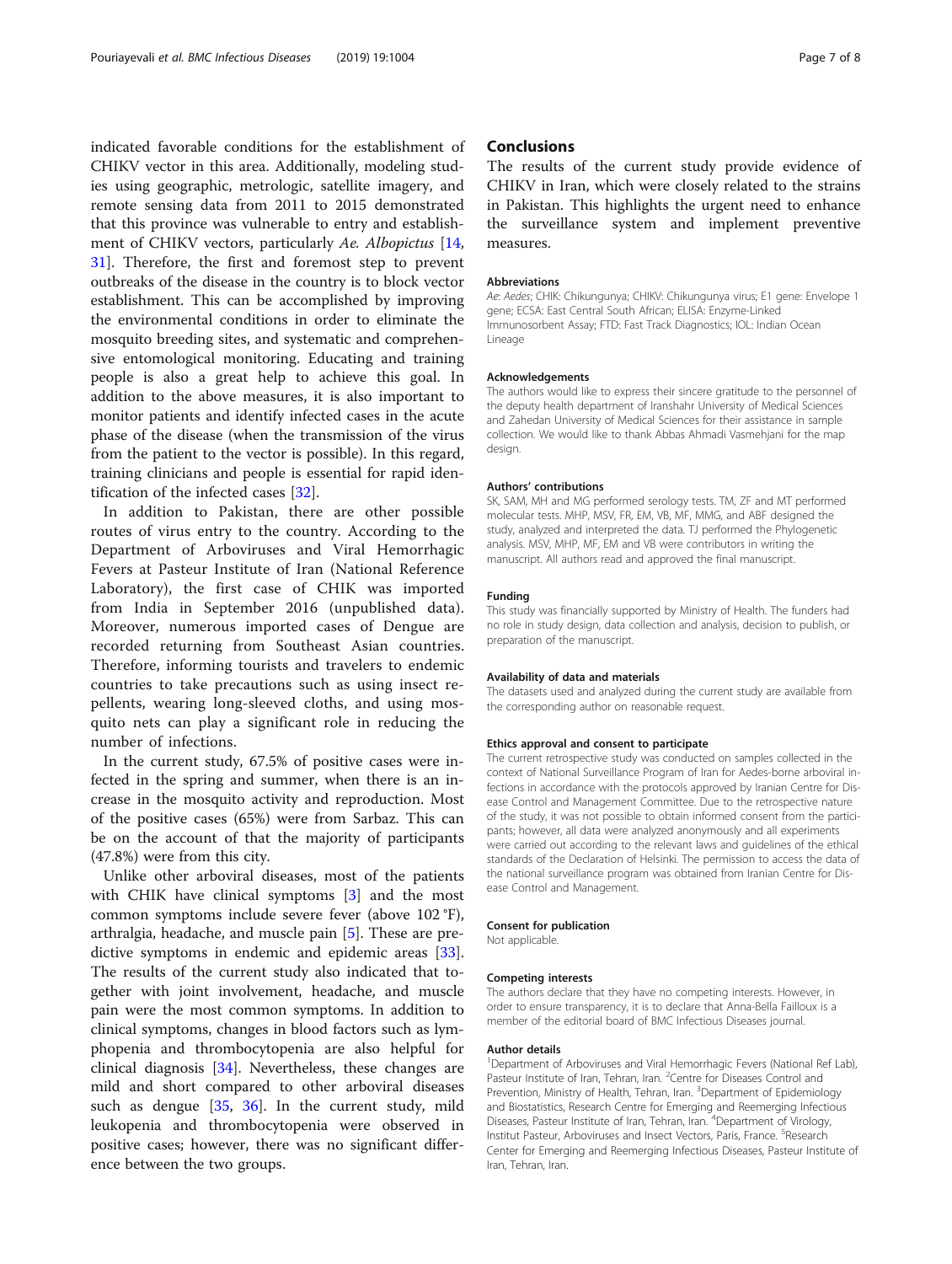indicated favorable conditions for the establishment of CHIKV vector in this area. Additionally, modeling studies using geographic, metrologic, satellite imagery, and remote sensing data from 2011 to 2015 demonstrated that this province was vulnerable to entry and establishment of CHIKV vectors, particularly *Ae. Albopictus* [14, 31]. Therefore, the first and foremost step to prevent outbreaks of the disease in the country is to block vector establishment. This can be accomplished by improving the environmental conditions in order to eliminate the mosquito breeding sites, and systematic and comprehensive entomological monitoring. Educating and training people is also a great help to achieve this goal. In addition to the above measures, it is also important to monitor patients and identify infected cases in the acute phase of the disease (when the transmission of the virus from the patient to the vector is possible). In this regard, training clinicians and people is essential for rapid identification of the infected cases [32].

In addition to Pakistan, there are other possible routes of virus entry to the country. According to the Department of Arboviruses and Viral Hemorrhagic Fevers at Pasteur Institute of Iran (National Reference Laboratory), the first case of CHIK was imported from India in September 2016 (unpublished data). Moreover, numerous imported cases of Dengue are recorded returning from Southeast Asian countries. Therefore, informing tourists and travelers to endemic countries to take precautions such as using insect repellents, wearing long-sleeved cloths, and using mosquito nets can play a significant role in reducing the number of infections.

In the current study, 67.5% of positive cases were infected in the spring and summer, when there is an increase in the mosquito activity and reproduction. Most of the positive cases (65%) were from Sarbaz. This can be on the account of that the majority of participants (47.8%) were from this city.

Unlike other arboviral diseases, most of the patients with CHIK have clinical symptoms [3] and the most common symptoms include severe fever (above 102 °F), arthralgia, headache, and muscle pain [5]. These are predictive symptoms in endemic and epidemic areas [33]. The results of the current study also indicated that together with joint involvement, headache, and muscle pain were the most common symptoms. In addition to clinical symptoms, changes in blood factors such as lymphopenia and thrombocytopenia are also helpful for clinical diagnosis [34]. Nevertheless, these changes are mild and short compared to other arboviral diseases such as dengue [35, 36]. In the current study, mild leukopenia and thrombocytopenia were observed in positive cases; however, there was no significant difference between the two groups.

## Conclusions

The results of the current study provide evidence of CHIKV in Iran, which were closely related to the strains in Pakistan. This highlights the urgent need to enhance the surveillance system and implement preventive measures.

#### Abbreviations

*Ae*: *Aedes*; CHIK: Chikungunya; CHIKV: Chikungunya virus; E1 gene: Envelope 1 gene; ECSA: East Central South African; ELISA: Enzyme-Linked Immunosorbent Assay; FTD: Fast Track Diagnostics; IOL: Indian Ocean Lineage

#### Acknowledgements

The authors would like to express their sincere gratitude to the personnel of the deputy health department of Iranshahr University of Medical Sciences and Zahedan University of Medical Sciences for their assistance in sample collection. We would like to thank Abbas Ahmadi Vasmehjani for the map design.

#### Authors' contributions

SK, SAM, MH and MG performed serology tests. TM, ZF and MT performed molecular tests. MHP, MSV, FR, EM, VB, MF, MMG, and ABF designed the study, analyzed and interpreted the data. TJ performed the Phylogenetic analysis. MSV, MHP, MF, EM and VB were contributors in writing the manuscript. All authors read and approved the final manuscript.

#### Funding

This study was financially supported by Ministry of Health. The funders had no role in study design, data collection and analysis, decision to publish, or preparation of the manuscript.

#### Availability of data and materials

The datasets used and analyzed during the current study are available from the corresponding author on reasonable request.

#### Ethics approval and consent to participate

The current retrospective study was conducted on samples collected in the context of National Surveillance Program of Iran for Aedes-borne arboviral infections in accordance with the protocols approved by Iranian Centre for Disease Control and Management Committee. Due to the retrospective nature of the study, it was not possible to obtain informed consent from the participants; however, all data were analyzed anonymously and all experiments were carried out according to the relevant laws and guidelines of the ethical standards of the Declaration of Helsinki. The permission to access the data of the national surveillance program was obtained from Iranian Centre for Disease Control and Management.

#### Consent for publication

Not applicable.

#### Competing interests

The authors declare that they have no competing interests. However, in order to ensure transparency, it is to declare that Anna-Bella Failloux is a member of the editorial board of BMC Infectious Diseases journal.

#### Author details

[1]Department of Arboviruses and Viral Hemorrhagic Fevers (National Ref Lab), Pasteur Institute of Iran, Tehran, Iran. [2]Centre for Diseases Control and Prevention, Ministry of Health, Tehran, Iran. [3]Department of Epidemiology and Biostatistics, Research Centre for Emerging and Reemerging Infectious Diseases, Pasteur Institute of Iran, Tehran, Iran. [4]Department of Virology, Institut Pasteur, Arboviruses and Insect Vectors, Paris, France. [5]Research Center for Emerging and Reemerging Infectious Diseases, Pasteur Institute of Iran, Tehran, Iran.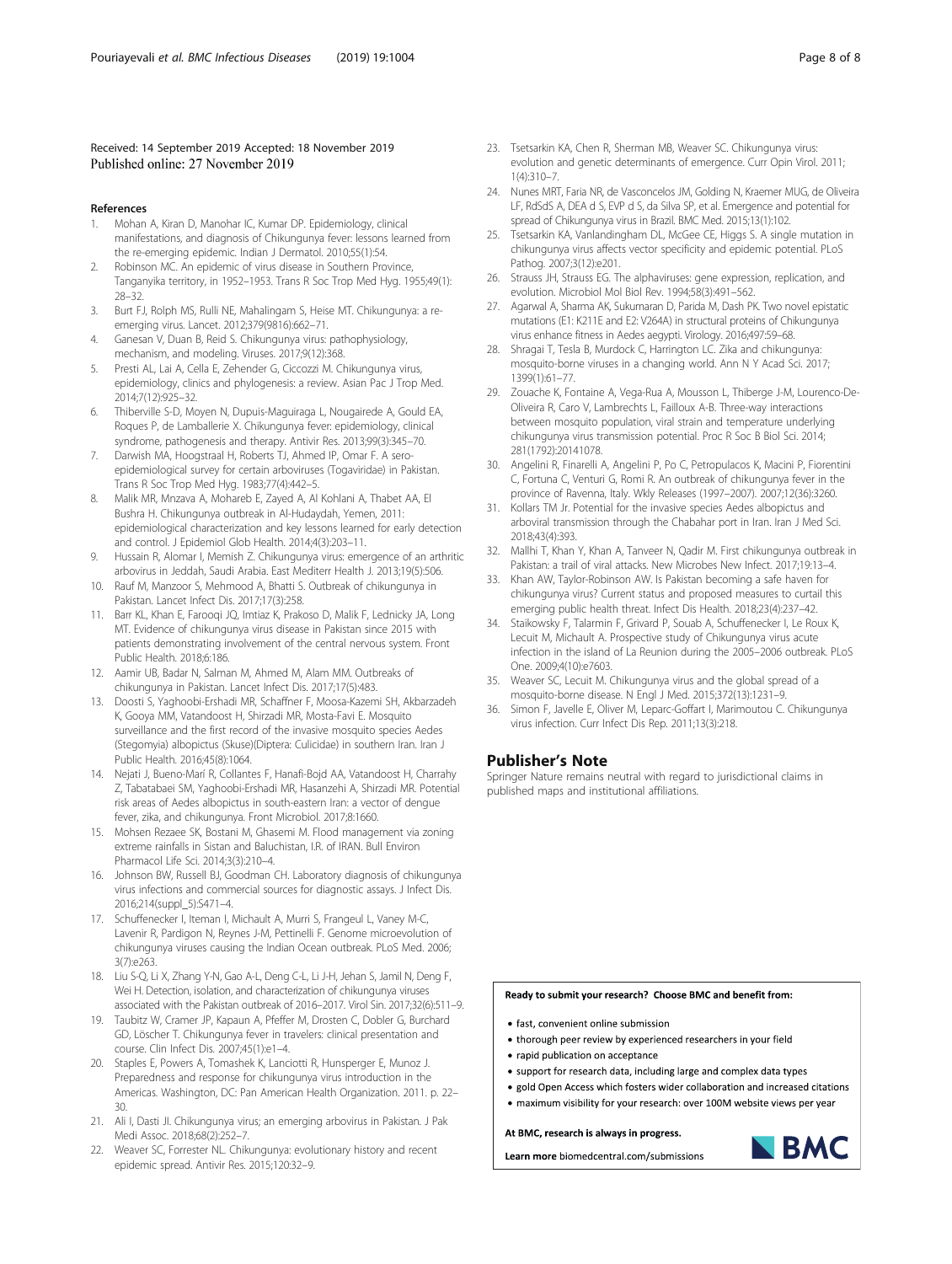Received: 14 September 2019 Accepted: 18 November 2019
Published online: 27 November 2019

## References

1. Mohan A, Kiran D, Manohar IC, Kumar DP. Epidemiology, clinical manifestations, and diagnosis of Chikungunya fever: lessons learned from the re-emerging epidemic. Indian J Dermatol. 2010;55(1):54.
2. Robinson MC. An epidemic of virus disease in Southern Province, Tanganyika territory, in 1952–1953. Trans R Soc Trop Med Hyg. 1955;49(1):28–32.
3. Burt FJ, Rolph MS, Rulli NE, Mahalingam S, Heise MT. Chikungunya: a re-emerging virus. Lancet. 2012;379(9816):662–71.
4. Ganesan V, Duan B, Reid S. Chikungunya virus: pathophysiology, mechanism, and modeling. Viruses. 2017;9(12):368.
5. Presti AL, Lai A, Cella E, Zehender G, Ciccozzi M. Chikungunya virus, epidemiology, clinics and phylogenesis: a review. Asian Pac J Trop Med. 2014;7(12):925–32.
6. Thiberville S-D, Moyen N, Dupuis-Maguiraga L, Nougairede A, Gould EA, Roques P, de Lamballerie X. Chikungunya fever: epidemiology, clinical syndrome, pathogenesis and therapy. Antivir Res. 2013;99(3):345–70.
7. Darwish MA, Hoogstraal H, Roberts TJ, Ahmed IP, Omar F. A sero-epidemiological survey for certain arboviruses (Togaviridae) in Pakistan. Trans R Soc Trop Med Hyg. 1983;77(4):442–5.
8. Malik MR, Mnzava A, Mohareb E, Zayed A, Al Kohlani A, Thabet AA, El Bushra H. Chikungunya outbreak in Al-Hudaydah, Yemen, 2011: epidemiological characterization and key lessons learned for early detection and control. J Epidemiol Glob Health. 2014;4(3):203–11.
9. Hussain R, Alomar I, Memish Z. Chikungunya virus: emergence of an arthritic arbovirus in Jeddah, Saudi Arabia. East Mediterr Health J. 2013;19(5):506.
10. Rauf M, Manzoor S, Mehmood A, Bhatti S. Outbreak of chikungunya in Pakistan. Lancet Infect Dis. 2017;17(3):258.
11. Barr KL, Khan E, Farooqi JQ, Imtiaz K, Prakoso D, Malik F, Lednicky JA, Long MT. Evidence of chikungunya virus disease in Pakistan since 2015 with patients demonstrating involvement of the central nervous system. Front Public Health. 2018;6:186.
12. Aamir UB, Badar N, Salman M, Ahmed M, Alam MM. Outbreaks of chikungunya in Pakistan. Lancet Infect Dis. 2017;17(5):483.
13. Doosti S, Yaghoobi-Ershadi MR, Schaffner F, Moosa-Kazemi SH, Akbarzadeh K, Gooya MM, Vatandoost H, Shirzadi MR, Mosta-Favi E. Mosquito surveillance and the first record of the invasive mosquito species Aedes (Stegomyia) albopictus (Skuse)(Diptera: Culicidae) in southern Iran. Iran J Public Health. 2016;45(8):1064.
14. Nejati J, Bueno-Marí R, Collantes F, Hanafi-Bojd AA, Vatandoost H, Charrahy Z, Tabatabaei SM, Yaghoobi-Ershadi MR, Hasanzehi A, Shirzadi MR. Potential risk areas of Aedes albopictus in south-eastern Iran: a vector of dengue fever, zika, and chikungunya. Front Microbiol. 2017;8:1660.
15. Mohsen Rezaee SK, Bostani M, Ghasemi M. Flood management via zoning extreme rainfalls in Sistan and Baluchistan, I.R. of IRAN. Bull Environ Pharmacol Life Sci. 2014;3(3):210–4.
16. Johnson BW, Russell BJ, Goodman CH. Laboratory diagnosis of chikungunya virus infections and commercial sources for diagnostic assays. J Infect Dis. 2016;214(suppl_5):S471–4.
17. Schuffenecker I, Iteman I, Michault A, Murri S, Frangeul L, Vaney M-C, Lavenir R, Pardigon N, Reynes J-M, Pettinelli F. Genome microevolution of chikungunya viruses causing the Indian Ocean outbreak. PLoS Med. 2006;3(7):e263.
18. Liu S-Q, Li X, Zhang Y-N, Gao A-L, Deng C-L, Li J-H, Jehan S, Jamil N, Deng F, Wei H. Detection, isolation, and characterization of chikungunya viruses associated with the Pakistan outbreak of 2016–2017. Virol Sin. 2017;32(6):511–9.
19. Taubitz W, Cramer JP, Kapaun A, Pfeffer M, Drosten C, Dobler G, Burchard GD, Löscher T. Chikungunya fever in travelers: clinical presentation and course. Clin Infect Dis. 2007;45(1):e1–4.
20. Staples E, Powers A, Tomashek K, Lanciotti R, Hunsperger E, Munoz J. Preparedness and response for chikungunya virus introduction in the Americas. Washington, DC: Pan American Health Organization. 2011. p. 22–30.
21. Ali I, Dasti JI. Chikungunya virus; an emerging arbovirus in Pakistan. J Pak Medi Assoc. 2018;68(2):252–7.
22. Weaver SC, Forrester NL. Chikungunya: evolutionary history and recent epidemic spread. Antivir Res. 2015;120:32–9.
23. Tsetsarkin KA, Chen R, Sherman MB, Weaver SC. Chikungunya virus: evolution and genetic determinants of emergence. Curr Opin Virol. 2011;1(4):310–7.
24. Nunes MRT, Faria NR, de Vasconcelos JM, Golding N, Kraemer MUG, de Oliveira LF, RdSdS A, DEA d S, EVP d S, da Silva SP, et al. Emergence and potential for spread of Chikungunya virus in Brazil. BMC Med. 2015;13(1):102.
25. Tsetsarkin KA, Vanlandingham DL, McGee CE, Higgs S. A single mutation in chikungunya virus affects vector specificity and epidemic potential. PLoS Pathog. 2007;3(12):e201.
26. Strauss JH, Strauss EG. The alphaviruses: gene expression, replication, and evolution. Microbiol Mol Biol Rev. 1994;58(3):491–562.
27. Agarwal A, Sharma AK, Sukumaran D, Parida M, Dash PK. Two novel epistatic mutations (E1: K211E and E2: V264A) in structural proteins of Chikungunya virus enhance fitness in Aedes aegypti. Virology. 2016;497:59–68.
28. Shragai T, Tesla B, Murdock C, Harrington LC. Zika and chikungunya: mosquito-borne viruses in a changing world. Ann N Y Acad Sci. 2017;1399(1):61–77.
29. Zouache K, Fontaine A, Vega-Rua A, Mousson L, Thiberge J-M, Lourenco-De-Oliveira R, Caro V, Lambrechts L, Failloux A-B. Three-way interactions between mosquito population, viral strain and temperature underlying chikungunya virus transmission potential. Proc R Soc B Biol Sci. 2014;281(1792):20141078.
30. Angelini R, Finarelli A, Angelini P, Po C, Petropulacos K, Macini P, Fiorentini C, Fortuna C, Venturi G, Romi R. An outbreak of chikungunya fever in the province of Ravenna, Italy. Wkly Releases (1997–2007). 2007;12(36):3260.
31. Kollars TM Jr. Potential for the invasive species Aedes albopictus and arboviral transmission through the Chabahar port in Iran. Iran J Med Sci. 2018;43(4):393.
32. Mallhi T, Khan Y, Khan A, Tanveer N, Qadir M. First chikungunya outbreak in Pakistan: a trail of viral attacks. New Microbes New Infect. 2017;19:13–4.
33. Khan AW, Taylor-Robinson AW. Is Pakistan becoming a safe haven for chikungunya virus? Current status and proposed measures to curtail this emerging public health threat. Infect Dis Health. 2018;23(4):237–42.
34. Staikowsky F, Talarmin F, Grivard P, Souab A, Schuffenecker I, Le Roux K, Lecuit M, Michault A. Prospective study of Chikungunya virus acute infection in the island of La Reunion during the 2005–2006 outbreak. PLoS One. 2009;4(10):e7603.
35. Weaver SC, Lecuit M. Chikungunya virus and the global spread of a mosquito-borne disease. N Engl J Med. 2015;372(13):1231–9.
36. Simon F, Javelle E, Oliver M, Leparc-Goffart I, Marimoutou C. Chikungunya virus infection. Curr Infect Dis Rep. 2011;13(3):218.

## Publisher's Note

Springer Nature remains neutral with regard to jurisdictional claims in published maps and institutional affiliations.

**Ready to submit your research? Choose BMC and benefit from:**

- fast, convenient online submission
- thorough peer review by experienced researchers in your field
- rapid publication on acceptance
- support for research data, including large and complex data types
- gold Open Access which fosters wider collaboration and increased citations
- maximum visibility for your research: over 100M website views per year

**At BMC, research is always in progress.**

**Learn more** biomedcentral.com/submissions

BMC